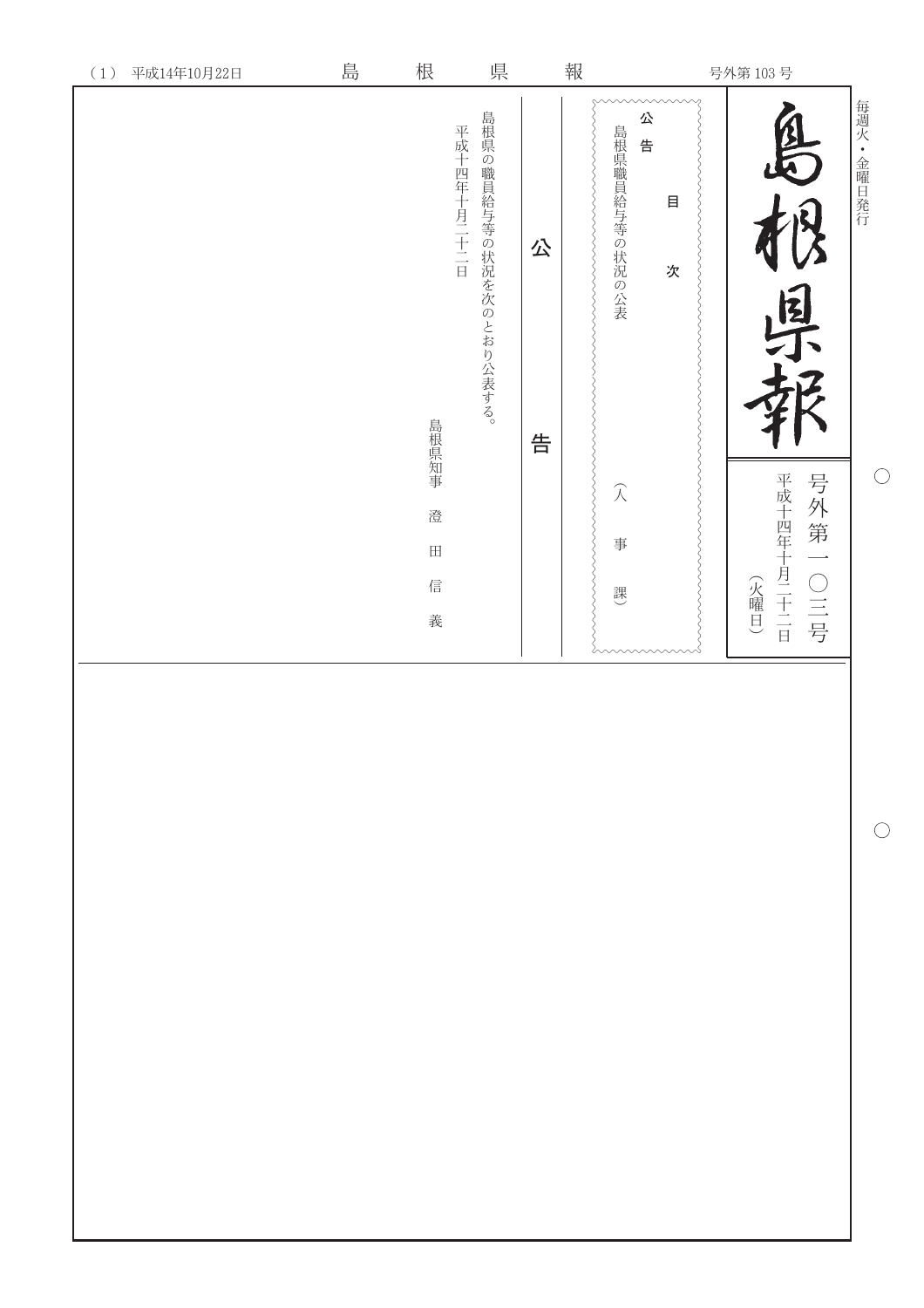# 島根県報

毎週火・金曜日発行

号外第一〇三号
平成十四年十月二十二日（火曜日）

## 目次

**公告**

島根県職員給与等の状況の公表（人事課）

## 公告

島根県の職員給与等の状況を次のとおり公表する。

平成十四年十月二十二日

島根県知事　澄田信義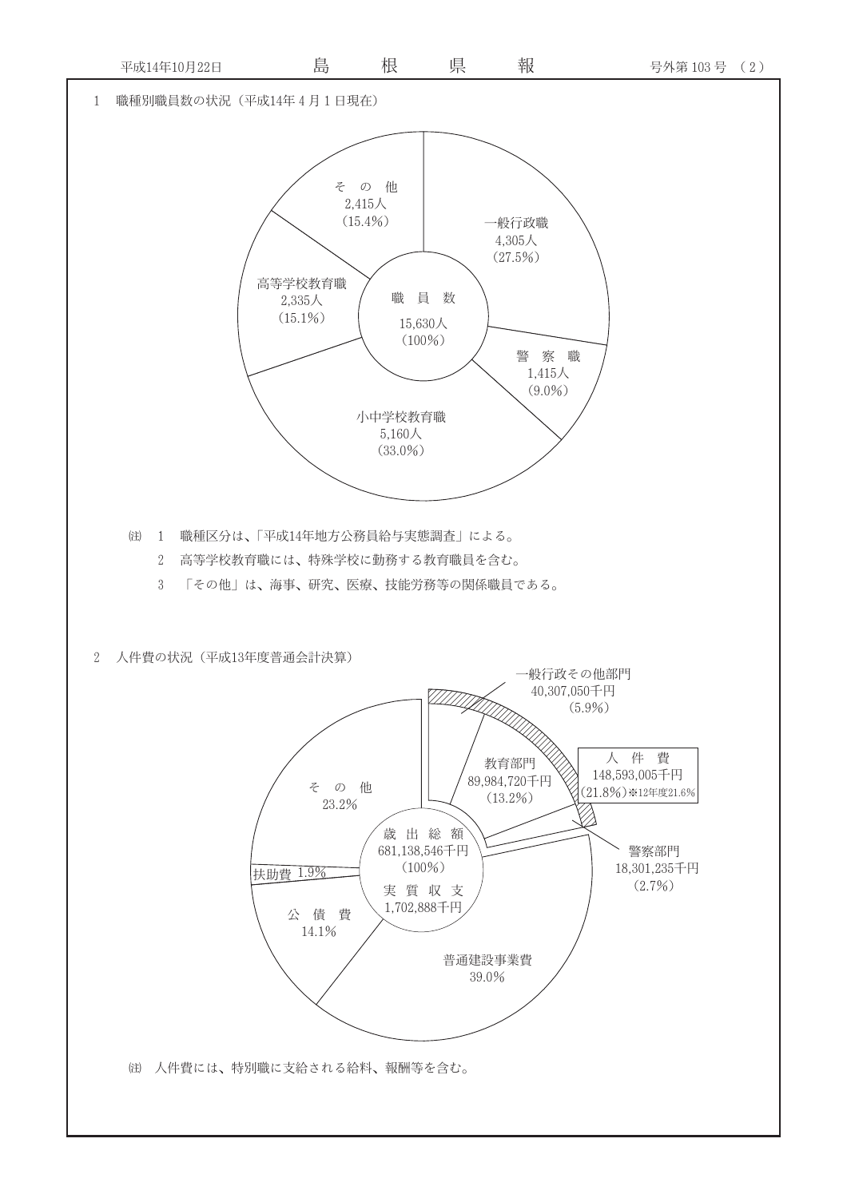1　職種別職員数の状況（平成14年４月１日現在）

職員数
15,630人
（100%）

一般行政職
4,305人
（27.5%）

警察職
1,415人
（9.0%）

小中学校教育職
5,160人
（33.0%）

高等学校教育職
2,335人
（15.1%）

その他
2,415人
（15.4%）

(注)　1　職種区分は、「平成14年地方公務員給与実態調査」による。
　　　2　高等学校教育職には、特殊学校に勤務する教育職員を含む。
　　　3　「その他」は、海事、研究、医療、技能労務等の関係職員である。

2　人件費の状況（平成13年度普通会計決算）

歳出総額
681,138,546千円
（100%）
実質収支
1,702,888千円

一般行政その他部門
40,307,050千円
（5.9%）

教育部門
89,984,720千円
（13.2%）

人件費
148,593,005千円
（21.8%）※12年度21.6%

警察部門
18,301,235千円
（2.7%）

普通建設事業費
39.0%

公債費
14.1%

扶助費 1.9%

その他
23.2%

(注)　人件費には、特別職に支給される給料、報酬等を含む。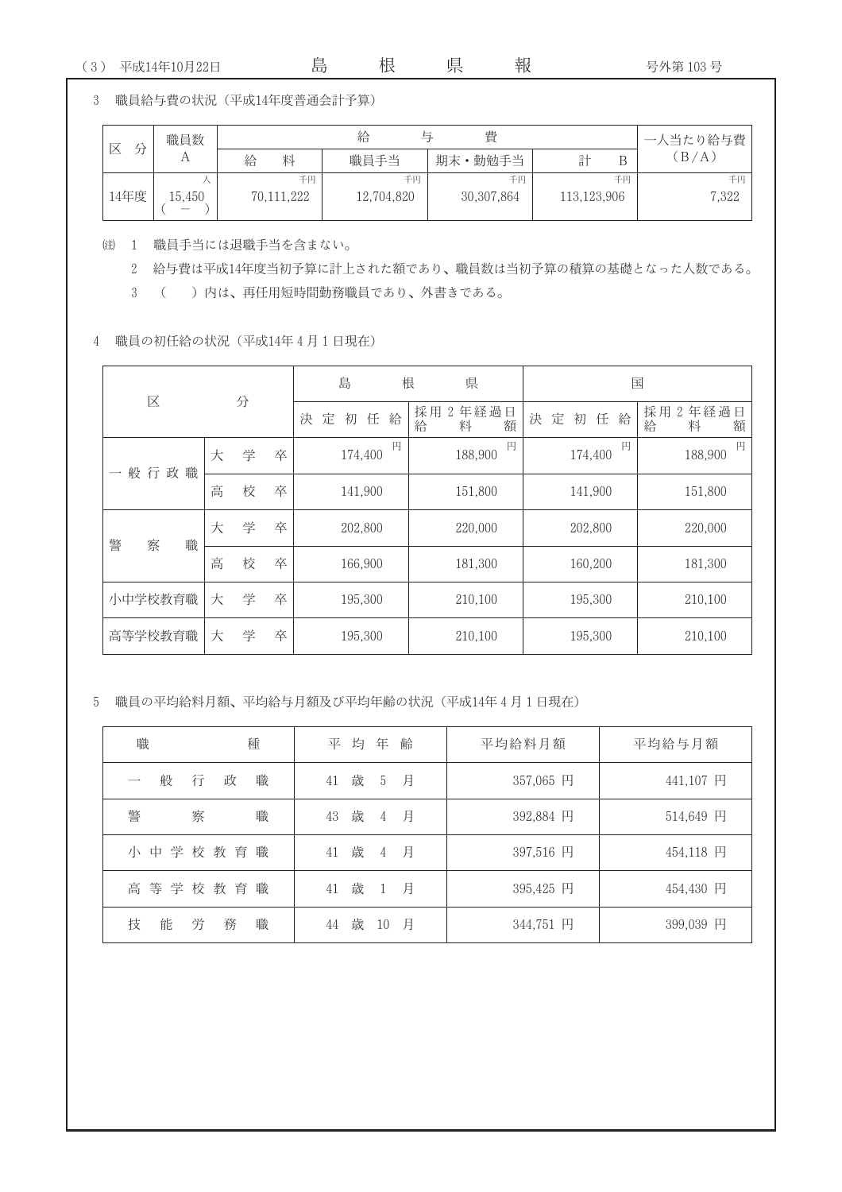3　職員給与費の状況（平成14年度普通会計予算）

| 区　分 | 職員数 A | 給与費 | | | | 一人当たり給与費 (B/A) |
|---|---|---|---|---|---|---|
| | | 給　料 | 職員手当 | 期末・勤勉手当 | 計　B | |
| | 人 | 千円 | 千円 | 千円 | 千円 | 千円 |
| 14年度 | 15,450 (　－　) | 70,111,222 | 12,704,820 | 30,307,864 | 113,123,906 | 7,322 |

㈱　1　職員手当には退職手当を含まない。

2　給与費は平成14年度当初予算に計上された額であり、職員数は当初予算の積算の基礎となった人数である。

3　(　　) 内は、再任用短時間勤務職員であり、外書きである。

4　職員の初任給の状況（平成14年４月１日現在）

| 区分 | | 島根県 | | 国 | |
|---|---|---|---|---|---|
| | | 決定初任給 | 採用２年経過日給料額 | 決定初任給 | 採用２年経過日給料額 |
| 一般行政職 | 大学卒 | 174,400 円 | 188,900 円 | 174,400 円 | 188,900 円 |
| | 高校卒 | 141,900 | 151,800 | 141,900 | 151,800 |
| 警察職 | 大学卒 | 202,800 | 220,000 | 202,800 | 220,000 |
| | 高校卒 | 166,900 | 181,300 | 160,200 | 181,300 |
| 小中学校教育職 | 大学卒 | 195,300 | 210,100 | 195,300 | 210,100 |
| 高等学校教育職 | 大学卒 | 195,300 | 210,100 | 195,300 | 210,100 |

5　職員の平均給料月額、平均給与月額及び平均年齢の状況（平成14年４月１日現在）

| 職種 | 平均年齢 | 平均給料月額 | 平均給与月額 |
|---|---|---|---|
| 一般行政職 | 41 歳 5 月 | 357,065 円 | 441,107 円 |
| 警察職 | 43 歳 4 月 | 392,884 円 | 514,649 円 |
| 小中学校教育職 | 41 歳 4 月 | 397,516 円 | 454,118 円 |
| 高等学校教育職 | 41 歳 1 月 | 395,425 円 | 454,430 円 |
| 技能労務職 | 44 歳 10 月 | 344,751 円 | 399,039 円 |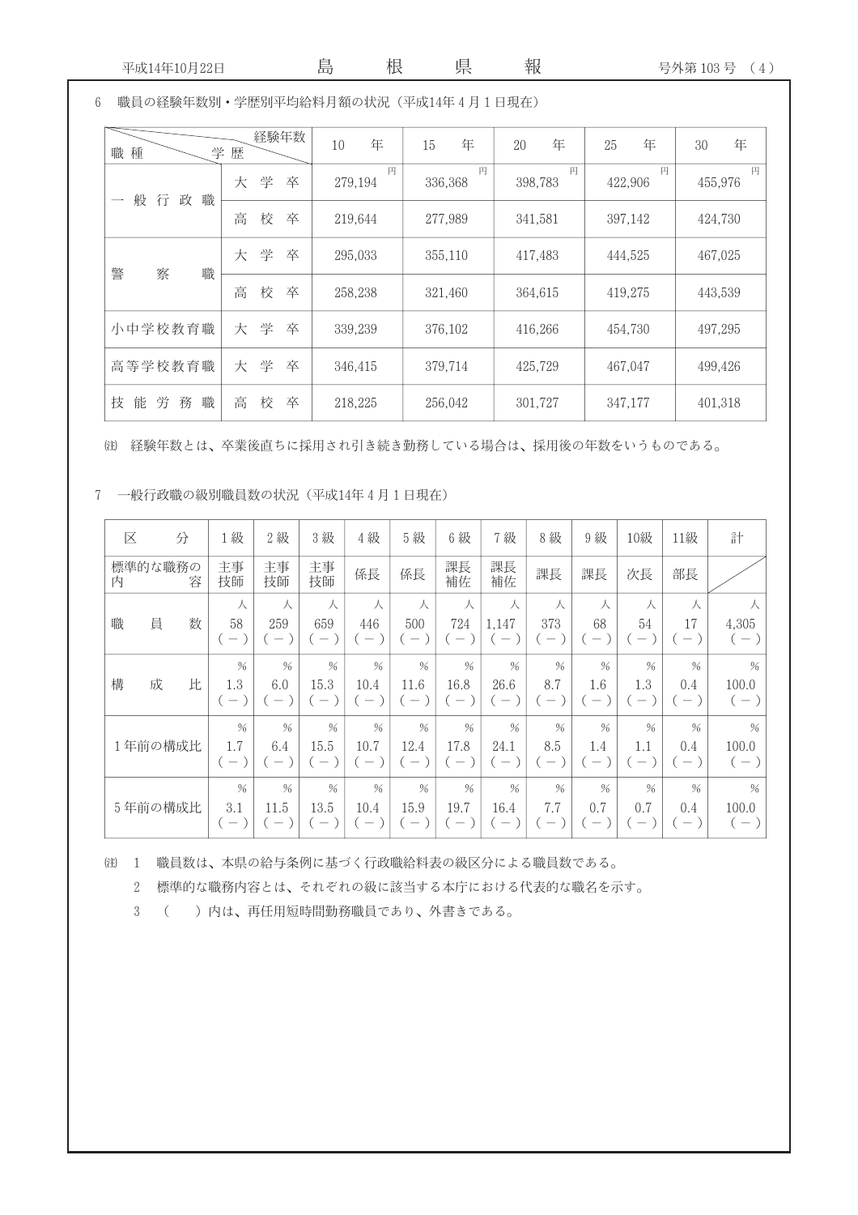6　職員の経験年数別・学歴別平均給料月額の状況（平成14年４月１日現在）

| 職種 | 学歴 ＼ 経験年数 | 10　年 | 15　年 | 20　年 | 25　年 | 30　年 |
|---|---|---|---|---|---|---|
| 一般行政職 | 大学卒 | 279,194円 | 336,368円 | 398,783円 | 422,906円 | 455,976円 |
| | 高校卒 | 219,644 | 277,989 | 341,581 | 397,142 | 424,730 |
| 警察職 | 大学卒 | 295,033 | 355,110 | 417,483 | 444,525 | 467,025 |
| | 高校卒 | 258,238 | 321,460 | 364,615 | 419,275 | 443,539 |
| 小中学校教育職 | 大学卒 | 339,239 | 376,102 | 416,266 | 454,730 | 497,295 |
| 高等学校教育職 | 大学卒 | 346,415 | 379,714 | 425,729 | 467,047 | 499,426 |
| 技能労務職 | 高校卒 | 218,225 | 256,042 | 301,727 | 347,177 | 401,318 |

㈱　経験年数とは、卒業後直ちに採用され引き続き勤務している場合は、採用後の年数をいうものである。

7　一般行政職の級別職員数の状況（平成14年４月１日現在）

| 区分 | １級 | ２級 | ３級 | ４級 | ５級 | ６級 | ７級 | ８級 | ９級 | 10級 | 11級 | 計 |
|---|---|---|---|---|---|---|---|---|---|---|---|---|
| 標準的な職務の内容 | 主事技師 | 主事技師 | 主事技師 | 係長 | 係長 | 課長補佐 | 課長補佐 | 課長 | 課長 | 次長 | 部長 | |
| 職員数 | 58人<br>（－） | 259人<br>（－） | 659人<br>（－） | 446人<br>（－） | 500人<br>（－） | 724人<br>（－） | 1,147人<br>（－） | 373人<br>（－） | 68人<br>（－） | 54人<br>（－） | 17人<br>（－） | 4,305人<br>（－） |
| 構成比 | 1.3%<br>（－） | 6.0%<br>（－） | 15.3%<br>（－） | 10.4%<br>（－） | 11.6%<br>（－） | 16.8%<br>（－） | 26.6%<br>（－） | 8.7%<br>（－） | 1.6%<br>（－） | 1.3%<br>（－） | 0.4%<br>（－） | 100.0%<br>（－） |
| １年前の構成比 | 1.7%<br>（－） | 6.4%<br>（－） | 15.5%<br>（－） | 10.7%<br>（－） | 12.4%<br>（－） | 17.8%<br>（－） | 24.1%<br>（－） | 8.5%<br>（－） | 1.4%<br>（－） | 1.1%<br>（－） | 0.4%<br>（－） | 100.0%<br>（－） |
| ５年前の構成比 | 3.1%<br>（－） | 11.5%<br>（－） | 13.5%<br>（－） | 10.4%<br>（－） | 15.9%<br>（－） | 19.7%<br>（－） | 16.4%<br>（－） | 7.7%<br>（－） | 0.7%<br>（－） | 0.7%<br>（－） | 0.4%<br>（－） | 100.0%<br>（－） |

㈱　１　職員数は、本県の給与条例に基づく行政職給料表の級区分による職員数である。

　　２　標準的な職務内容とは、それぞれの級に該当する本庁における代表的な職名を示す。

　　３　（　　）内は、再任用短時間勤務職員であり、外書きである。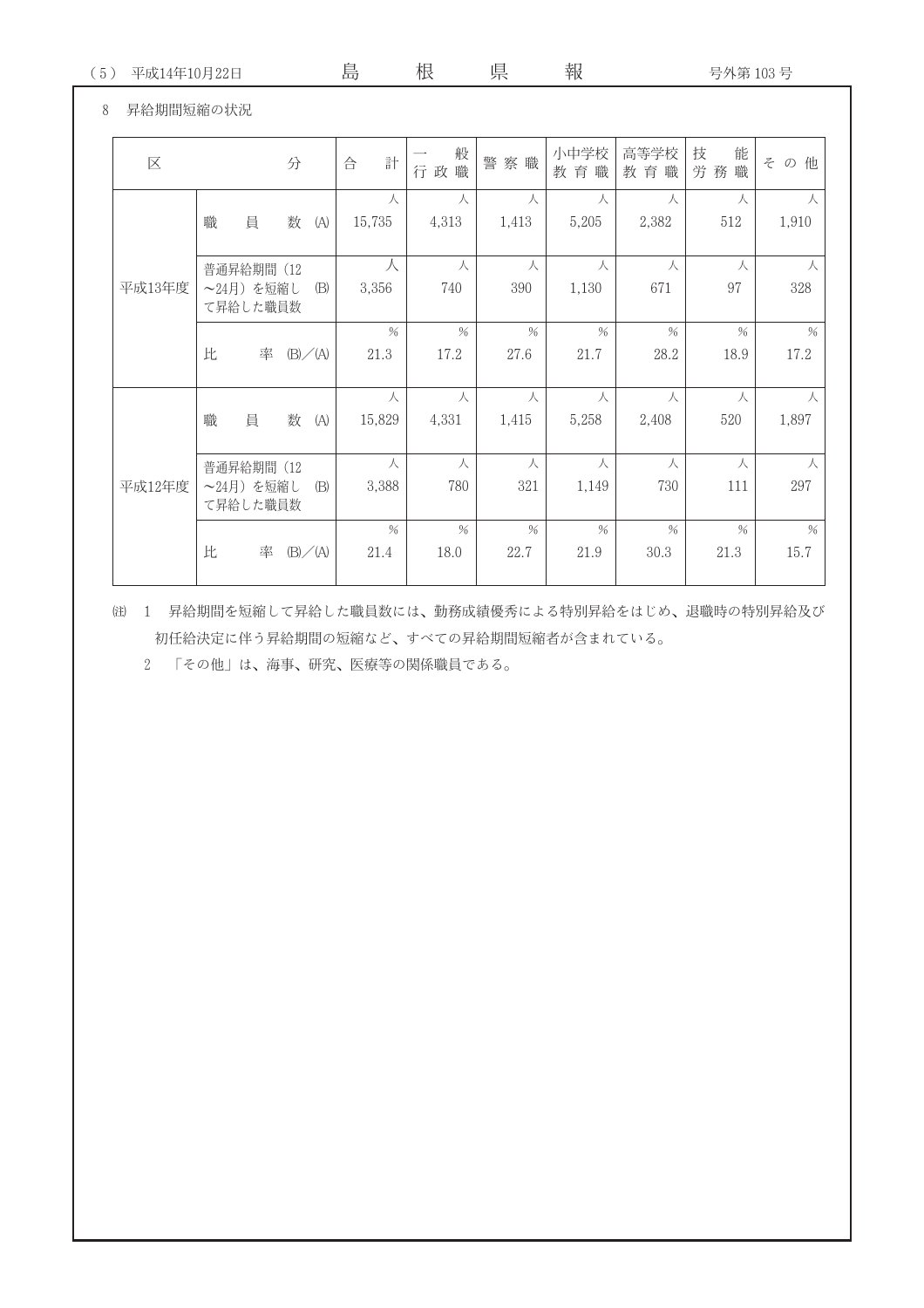8　昇給期間短縮の状況

| 区分 | | 合計 | 一般行政職 | 警察職 | 小中学校教育職 | 高等学校教育職 | 技能労務職 | その他 |
|---|---|---|---|---|---|---|---|---|
| 平成13年度 | 職員数 (A) | 人<br>15,735 | 人<br>4,313 | 人<br>1,413 | 人<br>5,205 | 人<br>2,382 | 人<br>512 | 人<br>1,910 |
| | 普通昇給期間（12～24月）を短縮して昇給した職員数 (B) | 人<br>3,356 | 人<br>740 | 人<br>390 | 人<br>1,130 | 人<br>671 | 人<br>97 | 人<br>328 |
| | 比率 (B)／(A) | %<br>21.3 | %<br>17.2 | %<br>27.6 | %<br>21.7 | %<br>28.2 | %<br>18.9 | %<br>17.2 |
| 平成12年度 | 職員数 (A) | 人<br>15,829 | 人<br>4,331 | 人<br>1,415 | 人<br>5,258 | 人<br>2,408 | 人<br>520 | 人<br>1,897 |
| | 普通昇給期間（12～24月）を短縮して昇給した職員数 (B) | 人<br>3,388 | 人<br>780 | 人<br>321 | 人<br>1,149 | 人<br>730 | 人<br>111 | 人<br>297 |
| | 比率 (B)／(A) | %<br>21.4 | %<br>18.0 | %<br>22.7 | %<br>21.9 | %<br>30.3 | %<br>21.3 | %<br>15.7 |

(注)　1　昇給期間を短縮して昇給した職員数には、勤務成績優秀による特別昇給をはじめ、退職時の特別昇給及び初任給決定に伴う昇給期間の短縮など、すべての昇給期間短縮者が含まれている。

2　「その他」は、海事、研究、医療等の関係職員である。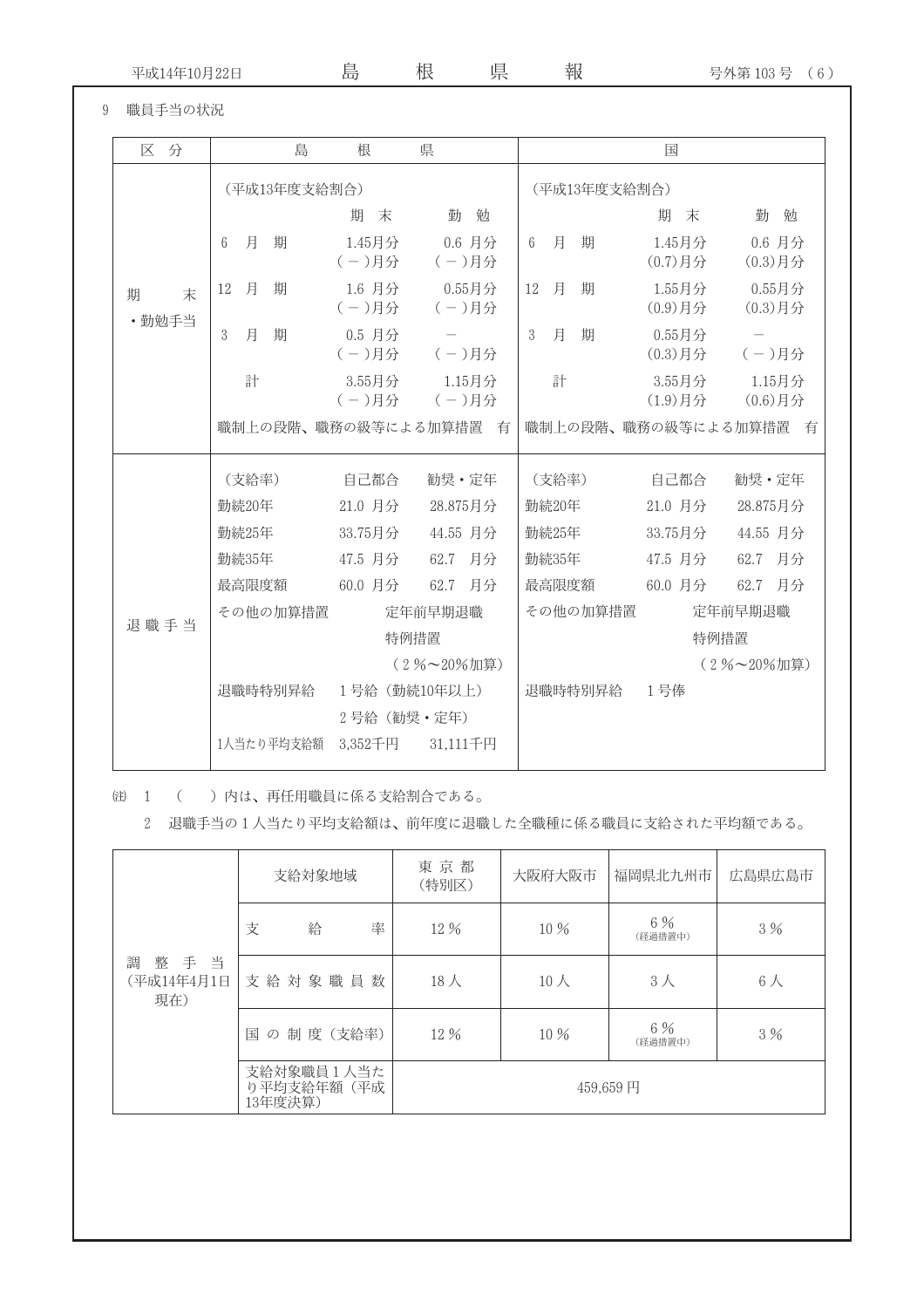9　職員手当の状況

<table>
<tr><th>区　分</th><th colspan="3">島　根　県</th><th colspan="3">国</th></tr>
<tr><td rowspan="6">期　　末<br>・勤勉手当</td><td colspan="3">（平成13年度支給割合）</td><td colspan="3">（平成13年度支給割合）</td></tr>
<tr><td></td><td>期　末</td><td>勤　勉</td><td></td><td>期　末</td><td>勤　勉</td></tr>
<tr><td>6　月　期</td><td>1.45月分<br>（－）月分</td><td>0.6 月分<br>（－）月分</td><td>6　月　期</td><td>1.45月分<br>(0.7)月分</td><td>0.6 月分<br>(0.3)月分</td></tr>
<tr><td>12　月　期</td><td>1.6 月分<br>（－）月分</td><td>0.55月分<br>（－）月分</td><td>12　月　期</td><td>1.55月分<br>(0.9)月分</td><td>0.55月分<br>(0.3)月分</td></tr>
<tr><td>3　月　期</td><td>0.5 月分<br>（－）月分</td><td>－<br>（－）月分</td><td>3　月　期</td><td>0.55月分<br>(0.3)月分</td><td>－<br>（－）月分</td></tr>
<tr><td>計</td><td>3.55月分<br>（－）月分</td><td>1.15月分<br>（－）月分</td><td>計</td><td>3.55月分<br>(1.9)月分</td><td>1.15月分<br>(0.6)月分</td></tr>
<tr><td></td><td colspan="3">職制上の段階、職務の級等による加算措置　有</td><td colspan="3">職制上の段階、職務の級等による加算措置　有</td></tr>
<tr><td rowspan="9">退 職 手 当</td><td>（支給率）</td><td>自己都合</td><td>勧奨・定年</td><td>（支給率）</td><td>自己都合</td><td>勧奨・定年</td></tr>
<tr><td>勤続20年</td><td>21.0 月分</td><td>28.875月分</td><td>勤続20年</td><td>21.0 月分</td><td>28.875月分</td></tr>
<tr><td>勤続25年</td><td>33.75月分</td><td>44.55 月分</td><td>勤続25年</td><td>33.75月分</td><td>44.55 月分</td></tr>
<tr><td>勤続35年</td><td>47.5 月分</td><td>62.7　月分</td><td>勤続35年</td><td>47.5 月分</td><td>62.7　月分</td></tr>
<tr><td>最高限度額</td><td>60.0 月分</td><td>62.7　月分</td><td>最高限度額</td><td>60.0 月分</td><td>62.7　月分</td></tr>
<tr><td>その他の加算措置</td><td colspan="2">定年前早期退職<br>特例措置<br>（2％～20％加算）</td><td>その他の加算措置</td><td colspan="2">定年前早期退職<br>特例措置<br>（2％～20％加算）</td></tr>
<tr><td>退職時特別昇給</td><td colspan="2">1号給（勤続10年以上）</td><td>退職時特別昇給</td><td colspan="2">1号俸</td></tr>
<tr><td></td><td colspan="2">2号給（勧奨・定年）</td><td></td><td colspan="2"></td></tr>
<tr><td>1人当たり平均支給額</td><td>3,352千円</td><td>31,111千円</td><td></td><td></td><td></td></tr>
</table>

(注)　1　（　　）内は、再任用職員に係る支給割合である。

　　2　退職手当の1人当たり平均支給額は、前年度に退職した全職種に係る職員に支給された平均額である。

<table>
<tr><td rowspan="5">調　整　手　当<br>（平成14年4月1日現在）</td><td>支給対象地域</td><td>東 京 都<br>（特別区）</td><td>大阪府大阪市</td><td>福岡県北九州市</td><td>広島県広島市</td></tr>
<tr><td>支　　給　　率</td><td>12％</td><td>10％</td><td>6％<br>（経過措置中）</td><td>3％</td></tr>
<tr><td>支 給 対 象 職 員 数</td><td>18人</td><td>10人</td><td>3人</td><td>6人</td></tr>
<tr><td>国 の 制 度（支給率）</td><td>12％</td><td>10％</td><td>6％<br>（経過措置中）</td><td>3％</td></tr>
<tr><td>支給対象職員1人当たり平均支給年額（平成13年度決算）</td><td colspan="4">459,659円</td></tr>
</table>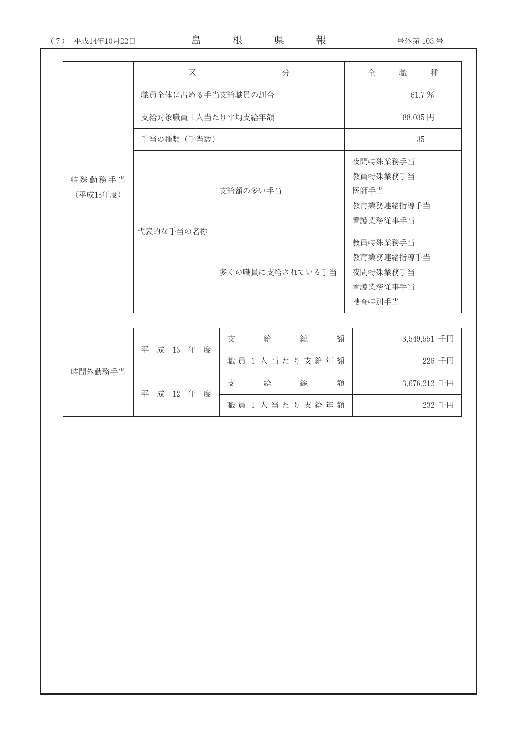| | 区分 | | 全職種 |
|---|---|---|---|
| 特殊勤務手当（平成13年度） | 職員全体に占める手当支給職員の割合 | | 61.7％ |
| | 支給対象職員1人当たり平均支給年額 | | 88,035円 |
| | 手当の種類（手当数） | | 85 |
| | 代表的な手当の名称 | 支給額の多い手当 | 夜間特殊業務手当<br>教員特殊業務手当<br>医師手当<br>教育業務連絡指導手当<br>看護業務従事手当 |
| | | 多くの職員に支給されている手当 | 教員特殊業務手当<br>教育業務連絡指導手当<br>夜間特殊業務手当<br>看護業務従事手当<br>捜査特別手当 |

| | | | |
|---|---|---|---|
| 時間外勤務手当 | 平成13年度 | 支給総額 | 3,549,551千円 |
| | | 職員1人当たり支給年額 | 226千円 |
| | 平成12年度 | 支給総額 | 3,676,212千円 |
| | | 職員1人当たり支給年額 | 232千円 |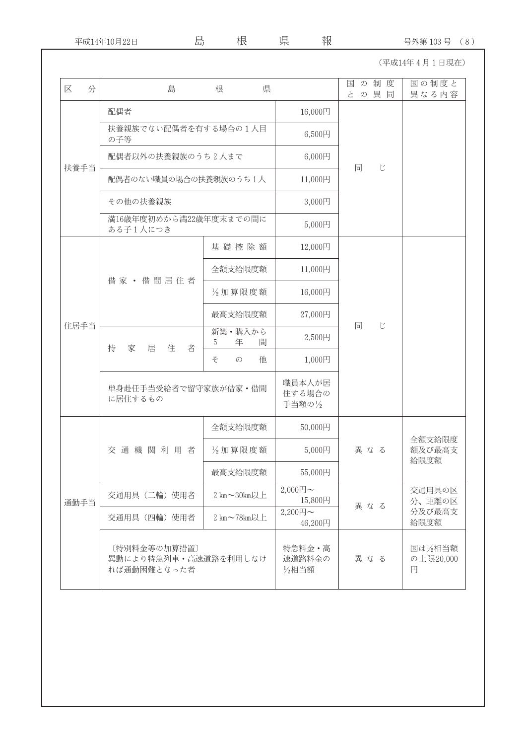（平成14年４月１日現在）

| 区分 | 島根県 | | | 国の制度との異同 | 国の制度と異なる内容 |
|---|---|---|---|---|---|
| 扶養手当 | 配偶者 | | 16,000円 | 同じ | |
| | 扶養親族でない配偶者を有する場合の１人目の子等 | | 6,500円 | | |
| | 配偶者以外の扶養親族のうち２人まで | | 6,000円 | | |
| | 配偶者のない職員の場合の扶養親族のうち１人 | | 11,000円 | | |
| | その他の扶養親族 | | 3,000円 | | |
| | 満16歳年度初めから満22歳年度末までの間にある子１人につき | | 5,000円 | | |
| 住居手当 | 借家・借間居住者 | 基礎控除額 | 12,000円 | 同じ | |
| | | 全額支給限度額 | 11,000円 | | |
| | | ½加算限度額 | 16,000円 | | |
| | | 最高支給限度額 | 27,000円 | | |
| | 持家居住者 | 新築・購入から５年間 | 2,500円 | | |
| | | その他 | 1,000円 | | |
| | 単身赴任手当受給者で留守家族が借家・借間に居住するもの | | 職員本人が居住する場合の手当額の½ | | |
| 通勤手当 | 交通機関利用者 | 全額支給限度額 | 50,000円 | 異なる | 全額支給限度額及び最高支給限度額 |
| | | ½加算限度額 | 5,000円 | | |
| | | 最高支給限度額 | 55,000円 | | |
| | 交通用具（二輪）使用者 | ２km～30km以上 | 2,000円～15,800円 | 異なる | 交通用具の区分、距離の区分及び最高支給限度額 |
| | 交通用具（四輪）使用者 | ２km～78km以上 | 2,200円～46,200円 | | |
| | 〔特別料金等の加算措置〕異動により特急列車・高速道路を利用しなければ通勤困難となった者 | | 特急料金・高速道路料金の½相当額 | 異なる | 国は½相当額の上限20,000円 |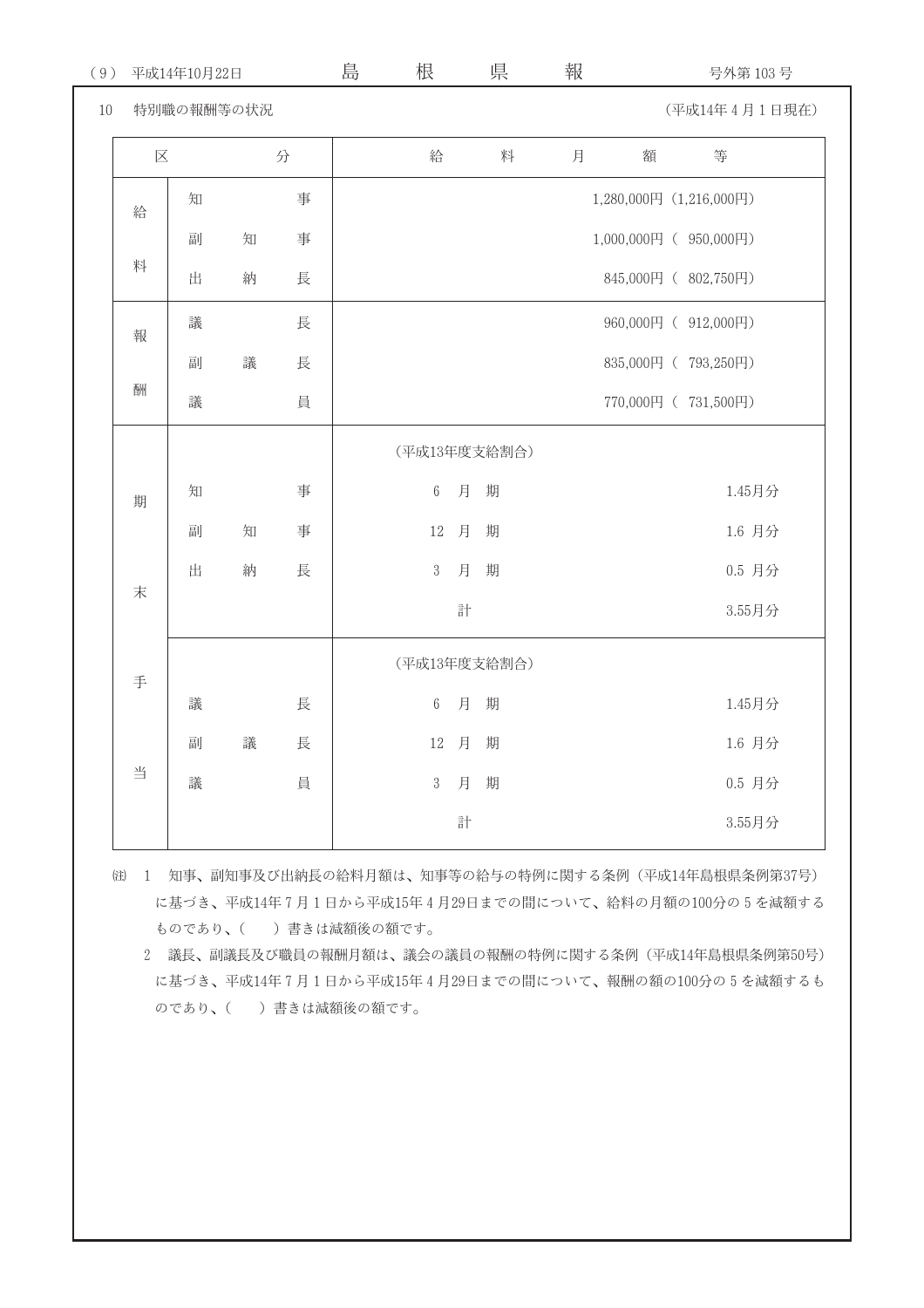10　特別職の報酬等の状況

（平成14年４月１日現在）

| 区分 | | 給料月額等 | |
|---|---|---|---|
| 給料 | 知事 | | 1,280,000円（1,216,000円） |
| | 副知事 | | 1,000,000円（ 950,000円） |
| | 出納長 | | 845,000円（ 802,750円） |
| 報酬 | 議長 | | 960,000円（ 912,000円） |
| | 副議長 | | 835,000円（ 793,250円） |
| | 議員 | | 770,000円（ 731,500円） |
| 期末手当 | 知事<br>副知事<br>出納長 | （平成13年度支給割合） | |
| | | 6月期 | 1.45月分 |
| | | 12月期 | 1.6 月分 |
| | | 3月期 | 0.5 月分 |
| | | 計 | 3.55月分 |
| | 議長<br>副議長<br>議員 | （平成13年度支給割合） | |
| | | 6月期 | 1.45月分 |
| | | 12月期 | 1.6 月分 |
| | | 3月期 | 0.5 月分 |
| | | 計 | 3.55月分 |

(注)　1　知事、副知事及び出納長の給料月額は、知事等の給与の特例に関する条例（平成14年島根県条例第37号）に基づき、平成14年７月１日から平成15年４月29日までの間について、給料の月額の100分の５を減額するものであり、（　）書きは減額後の額です。

　2　議長、副議長及び職員の報酬月額は、議会の議員の報酬の特例に関する条例（平成14年島根県条例第50号）に基づき、平成14年７月１日から平成15年４月29日までの間について、報酬の額の100分の５を減額するものであり、（　）書きは減額後の額です。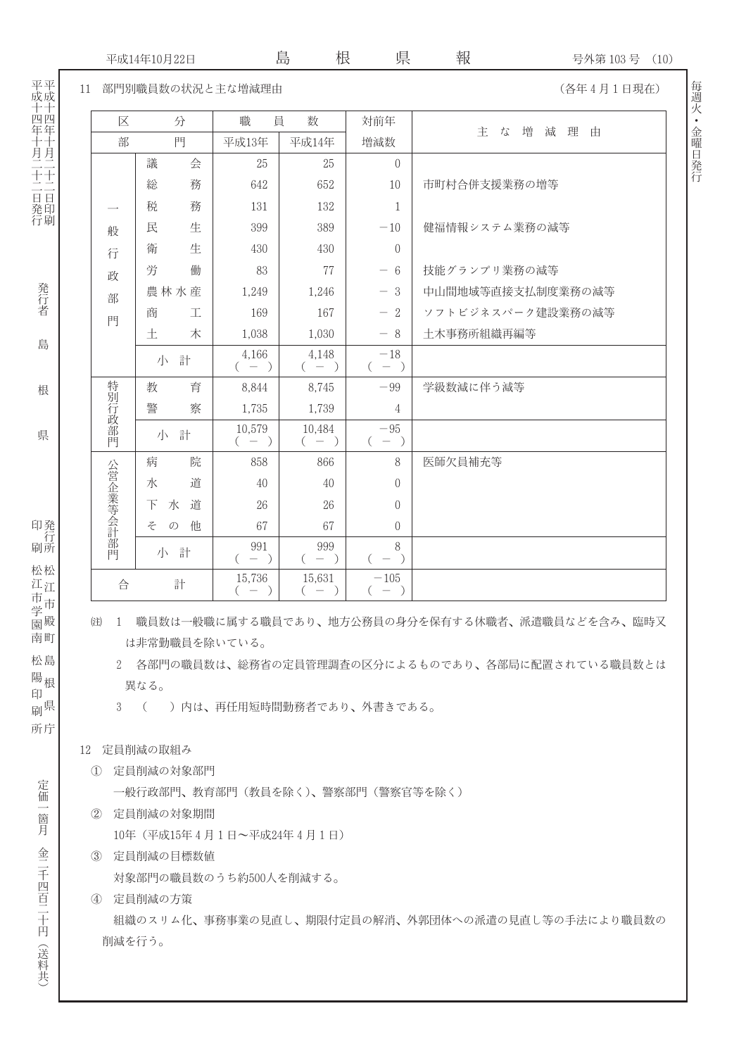11　部門別職員数の状況と主な増減理由　　　　　　　　　　　　　　　　　（各年４月１日現在）

| 区分 | | 職員数 | | 対前年 | 主な増減理由 |
|---|---|---|---|---|---|
| 部門 | | 平成13年 | 平成14年 | 増減数 | |
| 一般行政部門 | 議会 | 25 | 25 | 0 | |
| | 総務 | 642 | 652 | 10 | 市町村合併支援業務の増等 |
| | 税務 | 131 | 132 | 1 | |
| | 民生 | 399 | 389 | −10 | 健福情報システム業務の減等 |
| | 衛生 | 430 | 430 | 0 | |
| | 労働 | 83 | 77 | − 6 | 技能グランプリ業務の減等 |
| | 農林水産 | 1,249 | 1,246 | − 3 | 中山間地域等直接支払制度業務の減等 |
| | 商工 | 169 | 167 | − 2 | ソフトビジネスパーク建設業務の減等 |
| | 土木 | 1,038 | 1,030 | − 8 | 土木事務所組織再編等 |
| | 小計 | 4,166<br>（ − ） | 4,148<br>（ − ） | −18<br>（ − ） | |
| 特別行政部門 | 教育 | 8,844 | 8,745 | −99 | 学級数減に伴う減等 |
| | 警察 | 1,735 | 1,739 | 4 | |
| | 小計 | 10,579<br>（ − ） | 10,484<br>（ − ） | −95<br>（ − ） | |
| 公営企業等会計部門 | 病院 | 858 | 866 | 8 | 医師欠員補充等 |
| | 水道 | 40 | 40 | 0 | |
| | 下水道 | 26 | 26 | 0 | |
| | その他 | 67 | 67 | 0 | |
| | 小計 | 991<br>（ − ） | 999<br>（ − ） | 8<br>（ − ） | |
| 合計 | | 15,736<br>（ − ） | 15,631<br>（ − ） | −105<br>（ − ） | |

(注)　1　職員数は一般職に属する職員であり、地方公務員の身分を保有する休職者、派遣職員などを含み、臨時又は非常勤職員を除いている。

2　各部門の職員数は、総務省の定員管理調査の区分によるものであり、各部局に配置されている職員数とは異なる。

3　（　）内は、再任用短時間勤務者であり、外書きである。

12　定員削減の取組み

①　定員削減の対象部門

一般行政部門、教育部門（教員を除く）、警察部門（警察官等を除く）

②　定員削減の対象期間

10年（平成15年４月１日〜平成24年４月１日）

③　定員削減の目標数値

対象部門の職員数のうち約500人を削減する。

④　定員削減の方策

組織のスリム化、事務事業の見直し、期限付定員の解消、外郭団体への派遣の見直し等の手法により職員数の削減を行う。